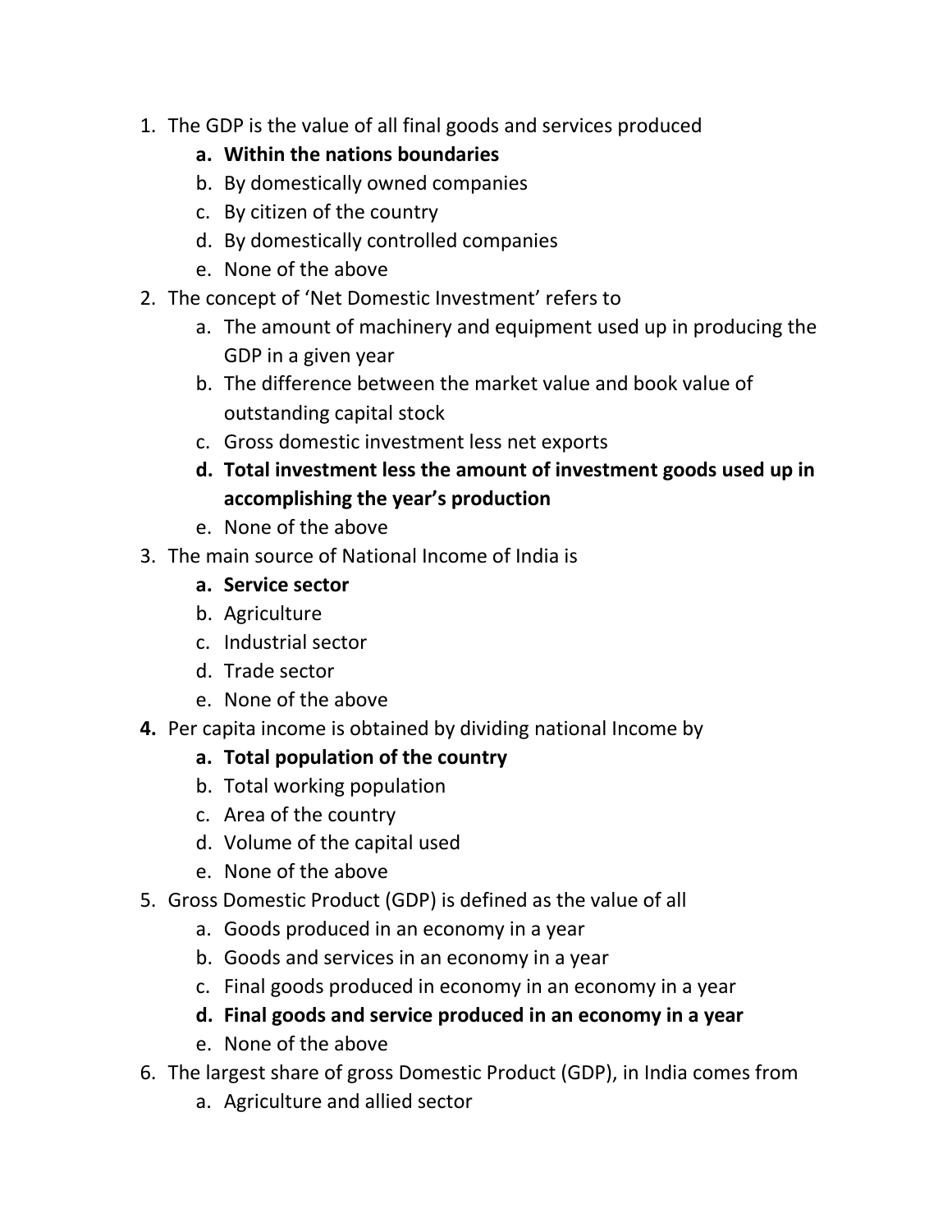1. The GDP is the value of all final goods and services produced
    a. **Within the nations boundaries**
    b. By domestically owned companies
    c. By citizen of the country
    d. By domestically controlled companies
    e. None of the above
2. The concept of 'Net Domestic Investment' refers to
    a. The amount of machinery and equipment used up in producing the GDP in a given year
    b. The difference between the market value and book value of outstanding capital stock
    c. Gross domestic investment less net exports
    d. **Total investment less the amount of investment goods used up in accomplishing the year's production**
    e. None of the above
3. The main source of National Income of India is
    a. **Service sector**
    b. Agriculture
    c. Industrial sector
    d. Trade sector
    e. None of the above
4. Per capita income is obtained by dividing national Income by
    a. **Total population of the country**
    b. Total working population
    c. Area of the country
    d. Volume of the capital used
    e. None of the above
5. Gross Domestic Product (GDP) is defined as the value of all
    a. Goods produced in an economy in a year
    b. Goods and services in an economy in a year
    c. Final goods produced in economy in an economy in a year
    d. **Final goods and service produced in an economy in a year**
    e. None of the above
6. The largest share of gross Domestic Product (GDP), in India comes from
    a. Agriculture and allied sector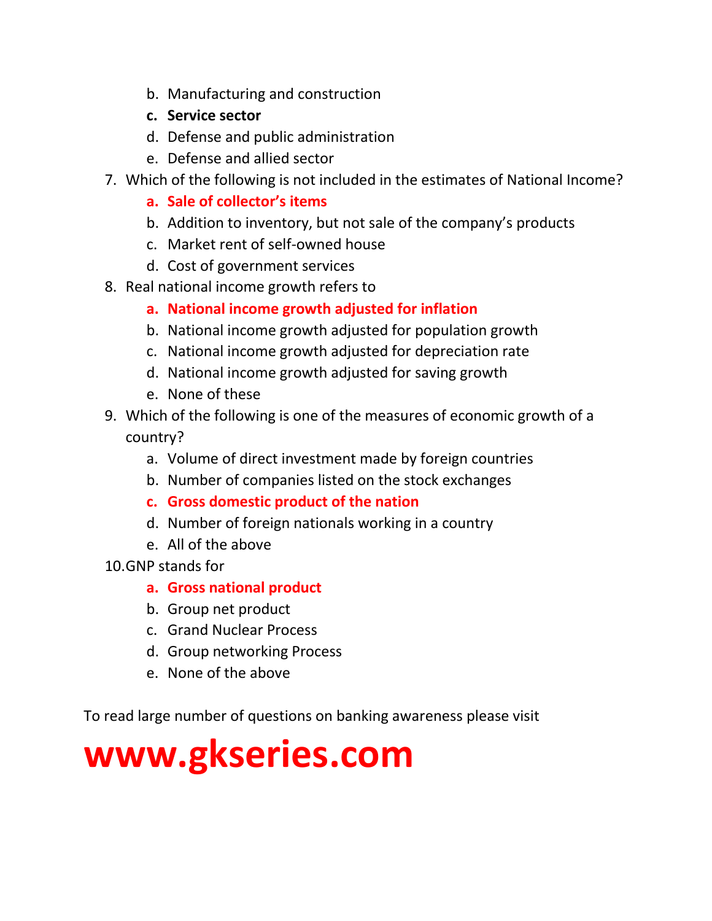b. Manufacturing and construction
   **c. Service sector**
   d. Defense and public administration
   e. Defense and allied sector

7. Which of the following is not included in the estimates of National Income?
   **a. Sale of collector's items**
   b. Addition to inventory, but not sale of the company's products
   c. Market rent of self-owned house
   d. Cost of government services

8. Real national income growth refers to
   **a. National income growth adjusted for inflation**
   b. National income growth adjusted for population growth
   c. National income growth adjusted for depreciation rate
   d. National income growth adjusted for saving growth
   e. None of these

9. Which of the following is one of the measures of economic growth of a country?
   a. Volume of direct investment made by foreign countries
   b. Number of companies listed on the stock exchanges
   **c. Gross domestic product of the nation**
   d. Number of foreign nationals working in a country
   e. All of the above

10. GNP stands for
    **a. Gross national product**
    b. Group net product
    c. Grand Nuclear Process
    d. Group networking Process
    e. None of the above

To read large number of questions on banking awareness please visit

# www.gkseries.com